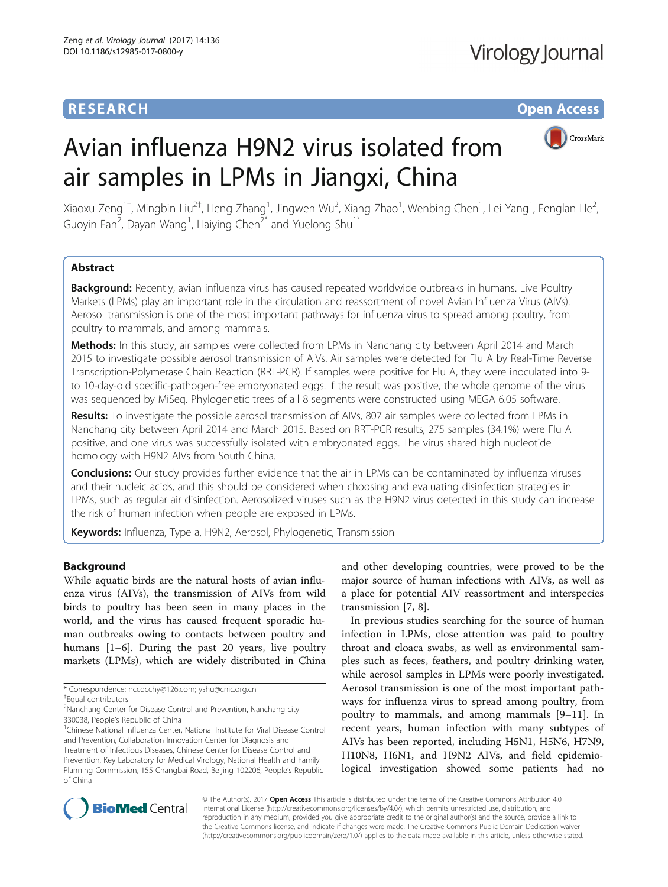**RESEARCH** **Open Access**

# Avian influenza H9N2 virus isolated from air samples in LPMs in Jiangxi, China

Xiaoxu Zeng[1†], Mingbin Liu[2†], Heng Zhang[1], Jingwen Wu[2], Xiang Zhao[1], Wenbing Chen[1], Lei Yang[1], Fenglan He[2], Guoyin Fan[2], Dayan Wang[1], Haiying Chen[2*] and Yuelong Shu[1*]

## Abstract

**Background:** Recently, avian influenza virus has caused repeated worldwide outbreaks in humans. Live Poultry Markets (LPMs) play an important role in the circulation and reassortment of novel Avian Influenza Virus (AIVs). Aerosol transmission is one of the most important pathways for influenza virus to spread among poultry, from poultry to mammals, and among mammals.

**Methods:** In this study, air samples were collected from LPMs in Nanchang city between April 2014 and March 2015 to investigate possible aerosol transmission of AIVs. Air samples were detected for Flu A by Real-Time Reverse Transcription-Polymerase Chain Reaction (RRT-PCR). If samples were positive for Flu A, they were inoculated into 9- to 10-day-old specific-pathogen-free embryonated eggs. If the result was positive, the whole genome of the virus was sequenced by MiSeq. Phylogenetic trees of all 8 segments were constructed using MEGA 6.05 software.

**Results:** To investigate the possible aerosol transmission of AIVs, 807 air samples were collected from LPMs in Nanchang city between April 2014 and March 2015. Based on RRT-PCR results, 275 samples (34.1%) were Flu A positive, and one virus was successfully isolated with embryonated eggs. The virus shared high nucleotide homology with H9N2 AIVs from South China.

**Conclusions:** Our study provides further evidence that the air in LPMs can be contaminated by influenza viruses and their nucleic acids, and this should be considered when choosing and evaluating disinfection strategies in LPMs, such as regular air disinfection. Aerosolized viruses such as the H9N2 virus detected in this study can increase the risk of human infection when people are exposed in LPMs.

**Keywords:** Influenza, Type a, H9N2, Aerosol, Phylogenetic, Transmission

## Background

While aquatic birds are the natural hosts of avian influenza virus (AIVs), the transmission of AIVs from wild birds to poultry has been seen in many places in the world, and the virus has caused frequent sporadic human outbreaks owing to contacts between poultry and humans [1–6]. During the past 20 years, live poultry markets (LPMs), which are widely distributed in China and other developing countries, were proved to be the major source of human infections with AIVs, as well as a place for potential AIV reassortment and interspecies transmission [7, 8].

In previous studies searching for the source of human infection in LPMs, close attention was paid to poultry throat and cloaca swabs, as well as environmental samples such as feces, feathers, and poultry drinking water, while aerosol samples in LPMs were poorly investigated. Aerosol transmission is one of the most important pathways for influenza virus to spread among poultry, from poultry to mammals, and among mammals [9–11]. In recent years, human infection with many subtypes of AIVs has been reported, including H5N1, H5N6, H7N9, H10N8, H6N1, and H9N2 AIVs, and field epidemiological investigation showed some patients had no

\* Correspondence: nccdcchy@126.com; yshu@cnic.org.cn
†Equal contributors
[2]Nanchang Center for Disease Control and Prevention, Nanchang city 330038, People's Republic of China
[1]Chinese National Influenza Center, National Institute for Viral Disease Control and Prevention, Collaboration Innovation Center for Diagnosis and Treatment of Infectious Diseases, Chinese Center for Disease Control and Prevention, Key Laboratory for Medical Virology, National Health and Family Planning Commission, 155 Changbai Road, Beijing 102206, People's Republic of China

© The Author(s). 2017 **Open Access** This article is distributed under the terms of the Creative Commons Attribution 4.0 International License (http://creativecommons.org/licenses/by/4.0/), which permits unrestricted use, distribution, and reproduction in any medium, provided you give appropriate credit to the original author(s) and the source, provide a link to the Creative Commons license, and indicate if changes were made. The Creative Commons Public Domain Dedication waiver (http://creativecommons.org/publicdomain/zero/1.0/) applies to the data made available in this article, unless otherwise stated.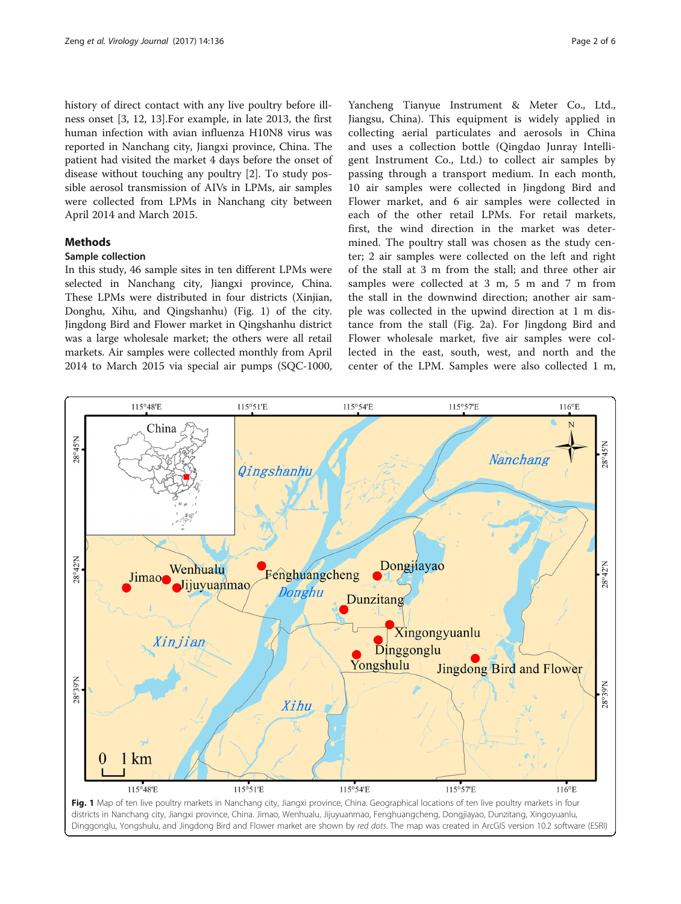history of direct contact with any live poultry before illness onset [3, 12, 13].For example, in late 2013, the first human infection with avian influenza H10N8 virus was reported in Nanchang city, Jiangxi province, China. The patient had visited the market 4 days before the onset of disease without touching any poultry [2]. To study possible aerosol transmission of AIVs in LPMs, air samples were collected from LPMs in Nanchang city between April 2014 and March 2015.

## Methods

### Sample collection

In this study, 46 sample sites in ten different LPMs were selected in Nanchang city, Jiangxi province, China. These LPMs were distributed in four districts (Xinjian, Donghu, Xihu, and Qingshanhu) (Fig. 1) of the city. Jingdong Bird and Flower market in Qingshanhu district was a large wholesale market; the others were all retail markets. Air samples were collected monthly from April 2014 to March 2015 via special air pumps (SQC-1000, Yancheng Tianyue Instrument & Meter Co., Ltd., Jiangsu, China). This equipment is widely applied in collecting aerial particulates and aerosols in China and uses a collection bottle (Qingdao Junray Intelligent Instrument Co., Ltd.) to collect air samples by passing through a transport medium. In each month, 10 air samples were collected in Jingdong Bird and Flower market, and 6 air samples were collected in each of the other retail LPMs. For retail markets, first, the wind direction in the market was determined. The poultry stall was chosen as the study center; 2 air samples were collected on the left and right of the stall at 3 m from the stall; and three other air samples were collected at 3 m, 5 m and 7 m from the stall in the downwind direction; another air sample was collected in the upwind direction at 1 m distance from the stall (Fig. 2a). For Jingdong Bird and Flower wholesale market, five air samples were collected in the east, south, west, and north and the center of the LPM. Samples were also collected 1 m,

**Fig. 1** Map of ten live poultry markets in Nanchang city, Jiangxi province, China. Geographical locations of ten live poultry markets in four districts in Nanchang city, Jiangxi province, China. Jimao, Wenhualu, Jijuyuanmao, Fenghuangcheng, Dongjiayao, Dunzitang, Xingoyuanlu, Dinggonglu, Yongshulu, and Jingdong Bird and Flower market are shown by *red dots*. The map was created in ArcGIS version 10.2 software (ESRI)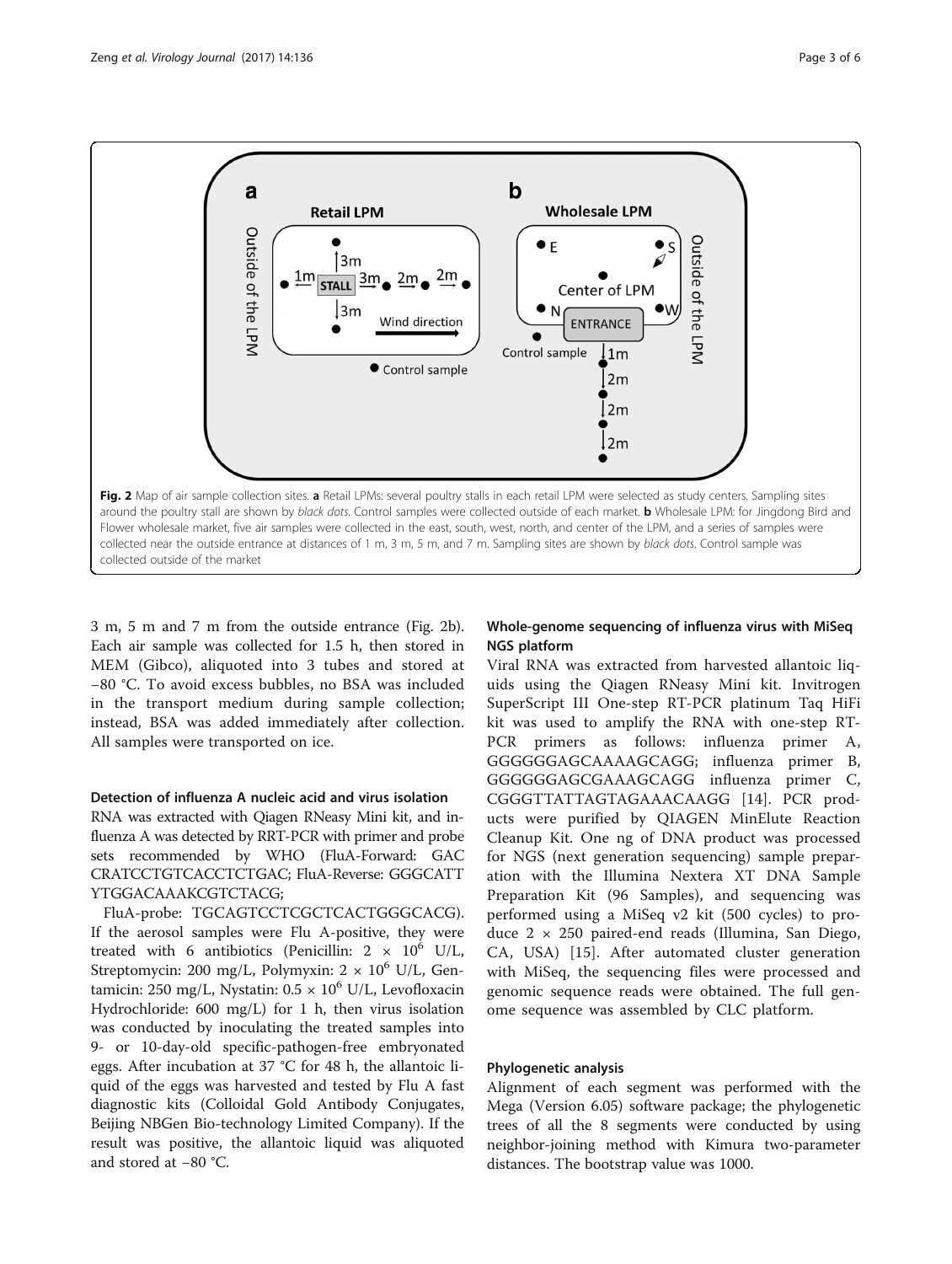Fig. 2 Map of air sample collection sites. **a** Retail LPMs: several poultry stalls in each retail LPM were selected as study centers. Sampling sites around the poultry stall are shown by *black dots*. Control samples were collected outside of each market. **b** Wholesale LPM: for Jingdong Bird and Flower wholesale market, five air samples were collected in the east, south, west, north, and center of the LPM, and a series of samples were collected near the outside entrance at distances of 1 m, 3 m, 5 m, and 7 m. Sampling sites are shown by *black dots*. Control sample was collected outside of the market

3 m, 5 m and 7 m from the outside entrance (Fig. 2b). Each air sample was collected for 1.5 h, then stored in MEM (Gibco), aliquoted into 3 tubes and stored at −80 °C. To avoid excess bubbles, no BSA was included in the transport medium during sample collection; instead, BSA was added immediately after collection. All samples were transported on ice.

### Detection of influenza A nucleic acid and virus isolation

RNA was extracted with Qiagen RNeasy Mini kit, and influenza A was detected by RRT-PCR with primer and probe sets recommended by WHO (FluA-Forward: GAC CRATCCTGTCACCTCTGAC; FluA-Reverse: GGGCATT YTGGACAAAKCGTCTACG;

FluA-probe: TGCAGTCCTCGCTCACTGGGCACG). If the aerosol samples were Flu A-positive, they were treated with 6 antibiotics (Penicillin: $2 \times 10^6$ U/L, Streptomycin: 200 mg/L, Polymyxin: $2 \times 10^6$ U/L, Gentamicin: 250 mg/L, Nystatin: $0.5 \times 10^6$ U/L, Levofloxacin Hydrochloride: 600 mg/L) for 1 h, then virus isolation was conducted by inoculating the treated samples into 9- or 10-day-old specific-pathogen-free embryonated eggs. After incubation at 37 °C for 48 h, the allantoic liquid of the eggs was harvested and tested by Flu A fast diagnostic kits (Colloidal Gold Antibody Conjugates, Beijing NBGen Bio-technology Limited Company). If the result was positive, the allantoic liquid was aliquoted and stored at −80 °C.

### Whole-genome sequencing of influenza virus with MiSeq NGS platform

Viral RNA was extracted from harvested allantoic liquids using the Qiagen RNeasy Mini kit. Invitrogen SuperScript III One-step RT-PCR platinum Taq HiFi kit was used to amplify the RNA with one-step RT-PCR primers as follows: influenza primer A, GGGGGGAGCAAAAGCAGG; influenza primer B, GGGGGGAGCGAAAGCAGG influenza primer C, CGGGTTATTAGTAGAAACAAGG [14]. PCR products were purified by QIAGEN MinElute Reaction Cleanup Kit. One ng of DNA product was processed for NGS (next generation sequencing) sample preparation with the Illumina Nextera XT DNA Sample Preparation Kit (96 Samples), and sequencing was performed using a MiSeq v2 kit (500 cycles) to produce $2 \times 250$ paired-end reads (Illumina, San Diego, CA, USA) [15]. After automated cluster generation with MiSeq, the sequencing files were processed and genomic sequence reads were obtained. The full genome sequence was assembled by CLC platform.

### Phylogenetic analysis

Alignment of each segment was performed with the Mega (Version 6.05) software package; the phylogenetic trees of all the 8 segments were conducted by using neighbor-joining method with Kimura two-parameter distances. The bootstrap value was 1000.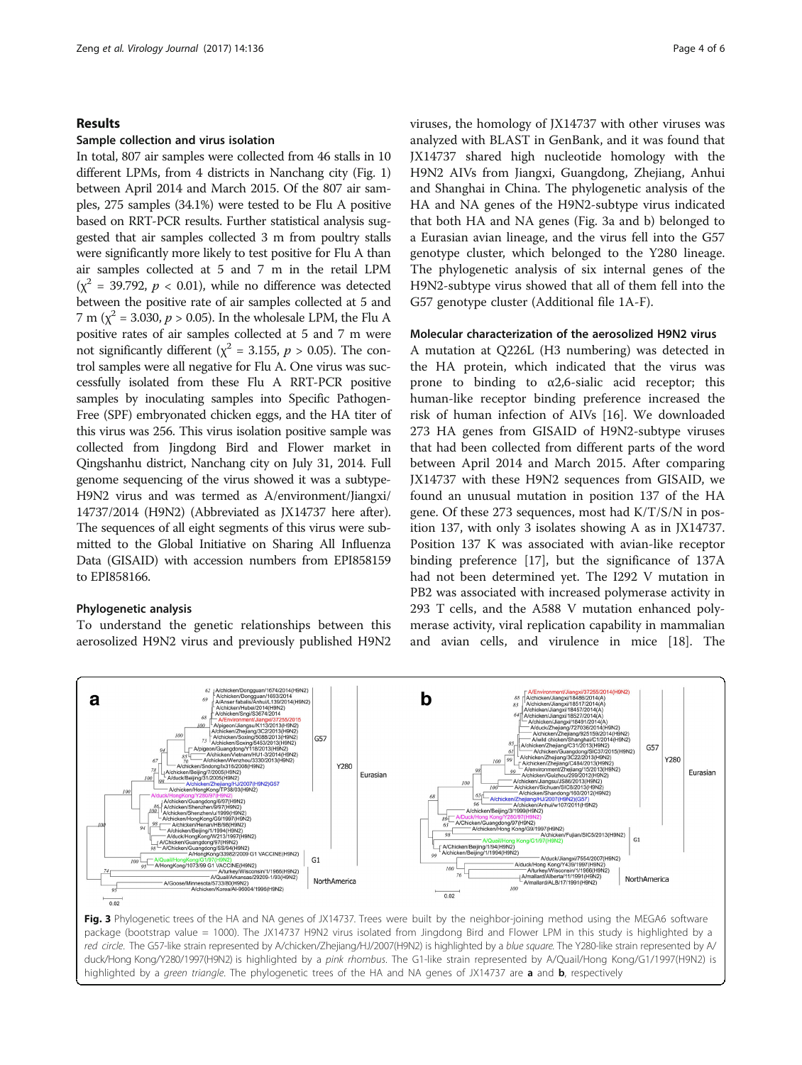## Results

### Sample collection and virus isolation

In total, 807 air samples were collected from 46 stalls in 10 different LPMs, from 4 districts in Nanchang city (Fig. 1) between April 2014 and March 2015. Of the 807 air samples, 275 samples (34.1%) were tested to be Flu A positive based on RRT-PCR results. Further statistical analysis suggested that air samples collected 3 m from poultry stalls were significantly more likely to test positive for Flu A than air samples collected at 5 and 7 m in the retail LPM ($\chi^2$ = 39.792, $p$ < 0.01), while no difference was detected between the positive rate of air samples collected at 5 and 7 m ($\chi^2$ = 3.030, $p$ > 0.05). In the wholesale LPM, the Flu A positive rates of air samples collected at 5 and 7 m were not significantly different ($\chi^2$ = 3.155, $p$ > 0.05). The control samples were all negative for Flu A. One virus was successfully isolated from these Flu A RRT-PCR positive samples by inoculating samples into Specific Pathogen-Free (SPF) embryonated chicken eggs, and the HA titer of this virus was 256. This virus isolation positive sample was collected from Jingdong Bird and Flower market in Qingshanhu district, Nanchang city on July 31, 2014. Full genome sequencing of the virus showed it was a subtype-H9N2 virus and was termed as A/environment/Jiangxi/14737/2014 (H9N2) (Abbreviated as JX14737 here after). The sequences of all eight segments of this virus were submitted to the Global Initiative on Sharing All Influenza Data (GISAID) with accession numbers from EPI858159 to EPI858166.

### Phylogenetic analysis

To understand the genetic relationships between this aerosolized H9N2 virus and previously published H9N2 viruses, the homology of JX14737 with other viruses was analyzed with BLAST in GenBank, and it was found that JX14737 shared high nucleotide homology with the H9N2 AIVs from Jiangxi, Guangdong, Zhejiang, Anhui and Shanghai in China. The phylogenetic analysis of the HA and NA genes of the H9N2-subtype virus indicated that both HA and NA genes (Fig. 3a and b) belonged to a Eurasian avian lineage, and the virus fell into the G57 genotype cluster, which belonged to the Y280 lineage. The phylogenetic analysis of six internal genes of the H9N2-subtype virus showed that all of them fell into the G57 genotype cluster (Additional file 1A-F).

### Molecular characterization of the aerosolized H9N2 virus

A mutation at Q226L (H3 numbering) was detected in the HA protein, which indicated that the virus was prone to binding to α2,6-sialic acid receptor; this human-like receptor binding preference increased the risk of human infection of AIVs [16]. We downloaded 273 HA genes from GISAID of H9N2-subtype viruses that had been collected from different parts of the word between April 2014 and March 2015. After comparing JX14737 with these H9N2 sequences from GISAID, we found an unusual mutation in position 137 of the HA gene. Of these 273 sequences, most had K/T/S/N in position 137, with only 3 isolates showing A as in JX14737. Position 137 K was associated with avian-like receptor binding preference [17], but the significance of 137A had not been determined yet. The I292 V mutation in PB2 was associated with increased polymerase activity in 293 T cells, and the A588 V mutation enhanced polymerase activity, viral replication capability in mammalian and avian cells, and virulence in mice [18]. The

**Fig. 3** Phylogenetic trees of the HA and NA genes of JX14737. Trees were built by the neighbor-joining method using the MEGA6 software package (bootstrap value = 1000). The JX14737 H9N2 virus isolated from Jingdong Bird and Flower LPM in this study is highlighted by a *red circle*. The G57-like strain represented by A/chicken/Zhejiang/HJ/2007(H9N2) is highlighted by a *blue square*. The Y280-like strain represented by A/duck/Hong Kong/Y280/1997(H9N2) is highlighted by a *pink rhombus*. The G1-like strain represented by A/Quail/Hong Kong/G1/1997(H9N2) is highlighted by a *green triangle*. The phylogenetic trees of the HA and NA genes of JX14737 are **a** and **b**, respectively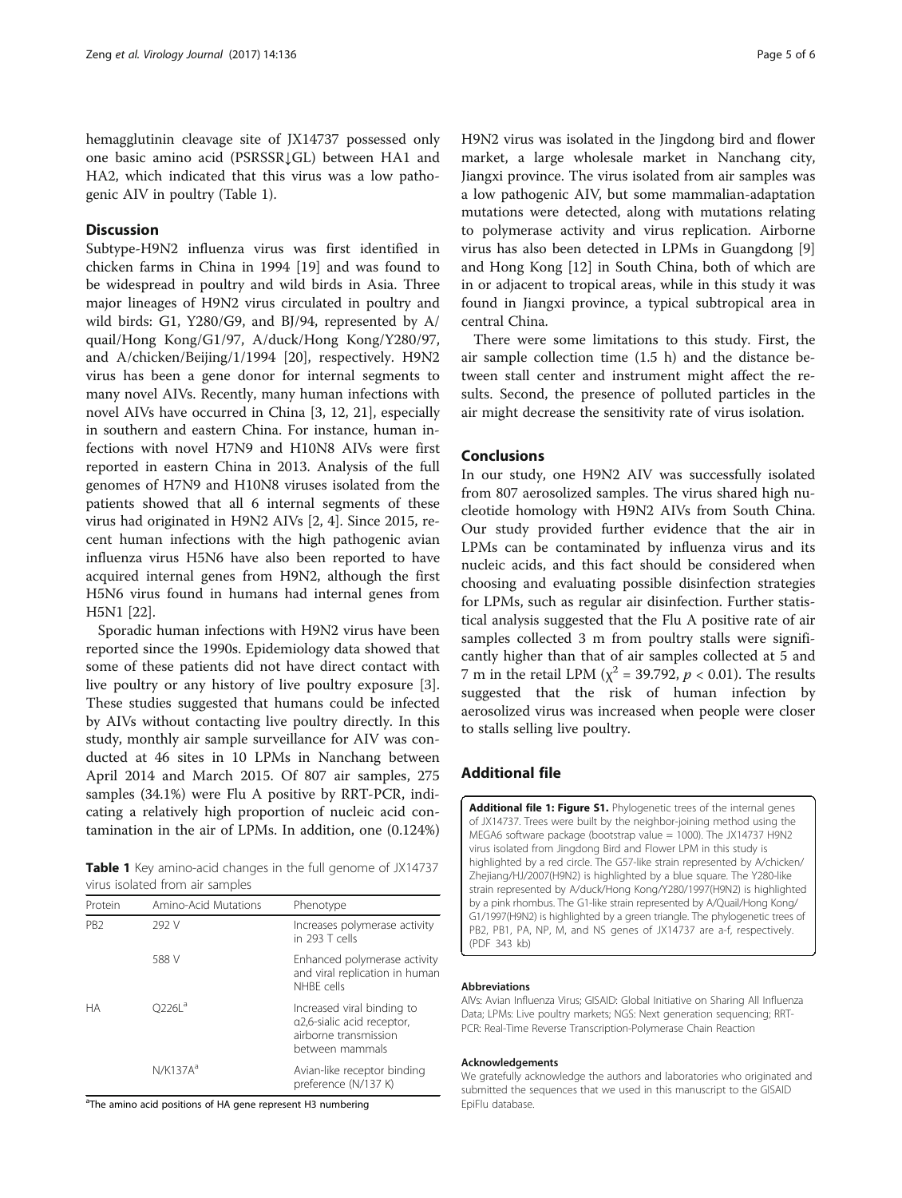hemagglutinin cleavage site of JX14737 possessed only one basic amino acid (PSRSSR↓GL) between HA1 and HA2, which indicated that this virus was a low pathogenic AIV in poultry (Table 1).

## Discussion

Subtype-H9N2 influenza virus was first identified in chicken farms in China in 1994 [19] and was found to be widespread in poultry and wild birds in Asia. Three major lineages of H9N2 virus circulated in poultry and wild birds: G1, Y280/G9, and BJ/94, represented by A/quail/Hong Kong/G1/97, A/duck/Hong Kong/Y280/97, and A/chicken/Beijing/1/1994 [20], respectively. H9N2 virus has been a gene donor for internal segments to many novel AIVs. Recently, many human infections with novel AIVs have occurred in China [3, 12, 21], especially in southern and eastern China. For instance, human infections with novel H7N9 and H10N8 AIVs were first reported in eastern China in 2013. Analysis of the full genomes of H7N9 and H10N8 viruses isolated from the patients showed that all 6 internal segments of these virus had originated in H9N2 AIVs [2, 4]. Since 2015, recent human infections with the high pathogenic avian influenza virus H5N6 have also been reported to have acquired internal genes from H9N2, although the first H5N6 virus found in humans had internal genes from H5N1 [22].

Sporadic human infections with H9N2 virus have been reported since the 1990s. Epidemiology data showed that some of these patients did not have direct contact with live poultry or any history of live poultry exposure [3]. These studies suggested that humans could be infected by AIVs without contacting live poultry directly. In this study, monthly air sample surveillance for AIV was conducted at 46 sites in 10 LPMs in Nanchang between April 2014 and March 2015. Of 807 air samples, 275 samples (34.1%) were Flu A positive by RRT-PCR, indicating a relatively high proportion of nucleic acid contamination in the air of LPMs. In addition, one (0.124%) H9N2 virus was isolated in the Jingdong bird and flower market, a large wholesale market in Nanchang city, Jiangxi province. The virus isolated from air samples was a low pathogenic AIV, but some mammalian-adaptation mutations were detected, along with mutations relating to polymerase activity and virus replication. Airborne virus has also been detected in LPMs in Guangdong [9] and Hong Kong [12] in South China, both of which are in or adjacent to tropical areas, while in this study it was found in Jiangxi province, a typical subtropical area in central China.

There were some limitations to this study. First, the air sample collection time (1.5 h) and the distance between stall center and instrument might affect the results. Second, the presence of polluted particles in the air might decrease the sensitivity rate of virus isolation.

**Table 1** Key amino-acid changes in the full genome of JX14737 virus isolated from air samples

| Protein | Amino-Acid Mutations | Phenotype |
|---|---|---|
| PB2 | 292 V | Increases polymerase activity in 293 T cells |
| | 588 V | Enhanced polymerase activity and viral replication in human NHBE cells |
| HA | Q226L[a] | Increased viral binding to α2,6-sialic acid receptor, airborne transmission between mammals |
| | N/K137A[a] | Avian-like receptor binding preference (N/137 K) |

[a]The amino acid positions of HA gene represent H3 numbering

## Conclusions

In our study, one H9N2 AIV was successfully isolated from 807 aerosolized samples. The virus shared high nucleotide homology with H9N2 AIVs from South China. Our study provided further evidence that the air in LPMs can be contaminated by influenza virus and its nucleic acids, and this fact should be considered when choosing and evaluating possible disinfection strategies for LPMs, such as regular air disinfection. Further statistical analysis suggested that the Flu A positive rate of air samples collected 3 m from poultry stalls were significantly higher than that of air samples collected at 5 and 7 m in the retail LPM ($\chi^2 = 39.792$, $p < 0.01$). The results suggested that the risk of human infection by aerosolized virus was increased when people were closer to stalls selling live poultry.

## Additional file

**Additional file 1: Figure S1.** Phylogenetic trees of the internal genes of JX14737. Trees were built by the neighbor-joining method using the MEGA6 software package (bootstrap value = 1000). The JX14737 H9N2 virus isolated from Jingdong Bird and Flower LPM in this study is highlighted by a red circle. The G57-like strain represented by A/chicken/Zhejiang/HJ/2007(H9N2) is highlighted by a blue square. The Y280-like strain represented by A/duck/Hong Kong/Y280/1997(H9N2) is highlighted by a pink rhombus. The G1-like strain represented by A/Quail/Hong Kong/G1/1997(H9N2) is highlighted by a green triangle. The phylogenetic trees of PB2, PB1, PA, NP, M, and NS genes of JX14737 are a-f, respectively. (PDF 343 kb)

#### Abbreviations

AIVs: Avian Influenza Virus; GISAID: Global Initiative on Sharing All Influenza Data; LPMs: Live poultry markets; NGS: Next generation sequencing; RRT-PCR: Real-Time Reverse Transcription-Polymerase Chain Reaction

#### Acknowledgements

We gratefully acknowledge the authors and laboratories who originated and submitted the sequences that we used in this manuscript to the GISAID EpiFlu database.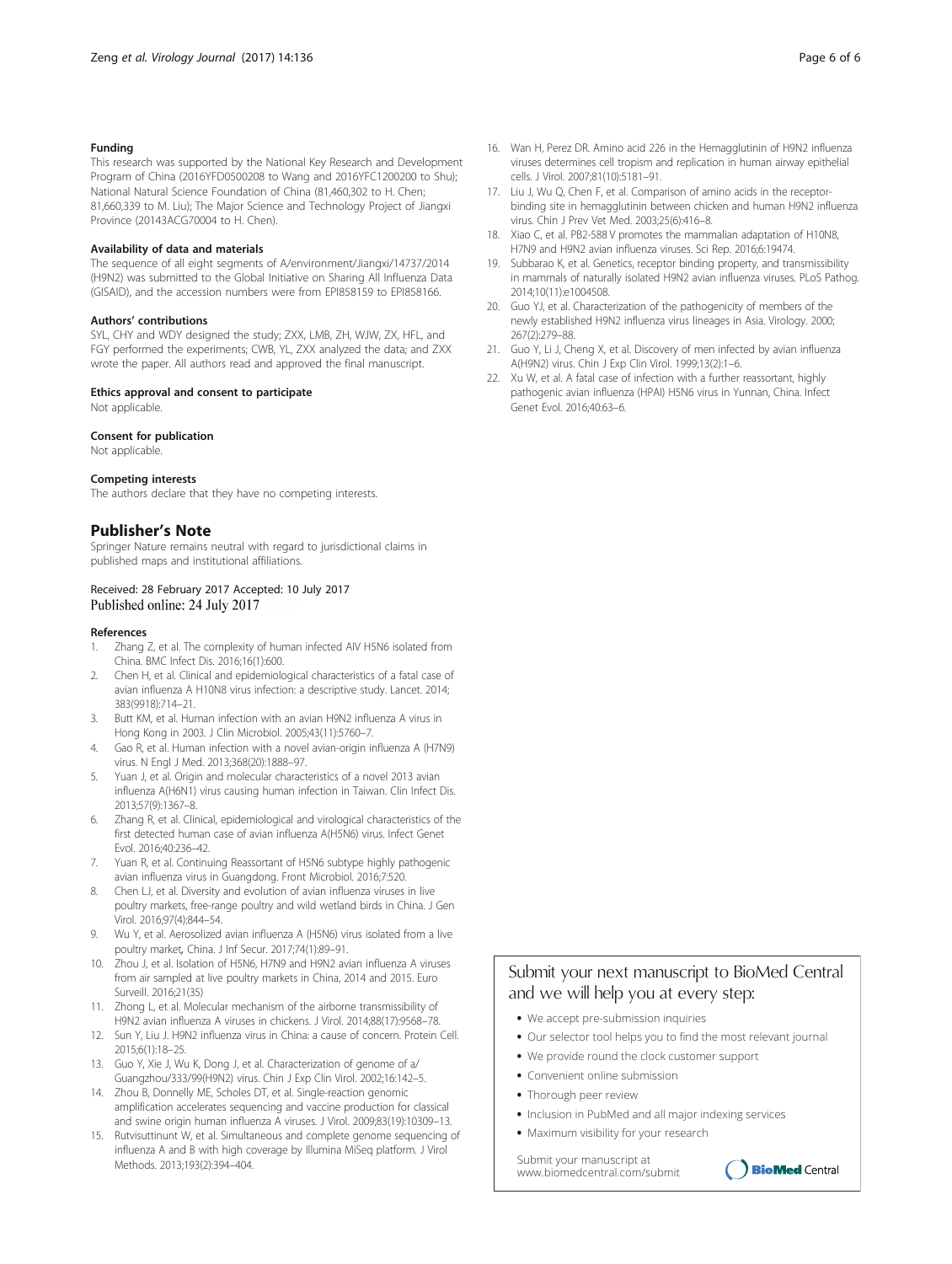#### Funding

This research was supported by the National Key Research and Development Program of China (2016YFD0500208 to Wang and 2016YFC1200200 to Shu); National Natural Science Foundation of China (81,460,302 to H. Chen; 81,660,339 to M. Liu); The Major Science and Technology Project of Jiangxi Province (20143ACG70004 to H. Chen).

#### Availability of data and materials

The sequence of all eight segments of A/environment/Jiangxi/14737/2014 (H9N2) was submitted to the Global Initiative on Sharing All Influenza Data (GISAID), and the accession numbers were from EPI858159 to EPI858166.

#### Authors' contributions

SYL, CHY and WDY designed the study; ZXX, LMB, ZH, WJW, ZX, HFL, and FGY performed the experiments; CWB, YL, ZXX analyzed the data; and ZXX wrote the paper. All authors read and approved the final manuscript.

#### Ethics approval and consent to participate

Not applicable.

#### Consent for publication

Not applicable.

#### Competing interests

The authors declare that they have no competing interests.

## Publisher's Note

Springer Nature remains neutral with regard to jurisdictional claims in published maps and institutional affiliations.

Received: 28 February 2017 Accepted: 10 July 2017
Published online: 24 July 2017

#### References

1. Zhang Z, et al. The complexity of human infected AIV H5N6 isolated from China. BMC Infect Dis. 2016;16(1):600.
2. Chen H, et al. Clinical and epidemiological characteristics of a fatal case of avian influenza A H10N8 virus infection: a descriptive study. Lancet. 2014; 383(9918):714–21.
3. Butt KM, et al. Human infection with an avian H9N2 influenza A virus in Hong Kong in 2003. J Clin Microbiol. 2005;43(11):5760–7.
4. Gao R, et al. Human infection with a novel avian-origin influenza A (H7N9) virus. N Engl J Med. 2013;368(20):1888–97.
5. Yuan J, et al. Origin and molecular characteristics of a novel 2013 avian influenza A(H6N1) virus causing human infection in Taiwan. Clin Infect Dis. 2013;57(9):1367–8.
6. Zhang R, et al. Clinical, epidemiological and virological characteristics of the first detected human case of avian influenza A(H5N6) virus. Infect Genet Evol. 2016;40:236–42.
7. Yuan R, et al. Continuing Reassortant of H5N6 subtype highly pathogenic avian influenza virus in Guangdong. Front Microbiol. 2016;7:520.
8. Chen LJ, et al. Diversity and evolution of avian influenza viruses in live poultry markets, free-range poultry and wild wetland birds in China. J Gen Virol. 2016;97(4):844–54.
9. Wu Y, et al. Aerosolized avian influenza A (H5N6) virus isolated from a live poultry market, China. J Inf Secur. 2017;74(1):89–91.
10. Zhou J, et al. Isolation of H5N6, H7N9 and H9N2 avian influenza A viruses from air sampled at live poultry markets in China, 2014 and 2015. Euro Surveill. 2016;21(35)
11. Zhong L, et al. Molecular mechanism of the airborne transmissibility of H9N2 avian influenza A viruses in chickens. J Virol. 2014;88(17):9568–78.
12. Sun Y, Liu J. H9N2 influenza virus in China: a cause of concern. Protein Cell. 2015;6(1):18–25.
13. Guo Y, Xie J, Wu K, Dong J, et al. Characterization of genome of a/ Guangzhou/333/99(H9N2) virus. Chin J Exp Clin Virol. 2002;16:142–5.
14. Zhou B, Donnelly ME, Scholes DT, et al. Single-reaction genomic amplification accelerates sequencing and vaccine production for classical and swine origin human influenza A viruses. J Virol. 2009;83(19):10309–13.
15. Rutvisuttinunt W, et al. Simultaneous and complete genome sequencing of influenza A and B with high coverage by Illumina MiSeq platform. J Virol Methods. 2013;193(2):394–404.
16. Wan H, Perez DR. Amino acid 226 in the Hemagglutinin of H9N2 influenza viruses determines cell tropism and replication in human airway epithelial cells. J Virol. 2007;81(10):5181–91.
17. Liu J, Wu Q, Chen F, et al. Comparison of amino acids in the receptor-binding site in hemagglutinin between chicken and human H9N2 influenza virus. Chin J Prev Vet Med. 2003;25(6):416–8.
18. Xiao C, et al. PB2-588 V promotes the mammalian adaptation of H10N8, H7N9 and H9N2 avian influenza viruses. Sci Rep. 2016;6:19474.
19. Subbarao K, et al. Genetics, receptor binding property, and transmissibility in mammals of naturally isolated H9N2 avian influenza viruses. PLoS Pathog. 2014;10(11):e1004508.
20. Guo YJ, et al. Characterization of the pathogenicity of members of the newly established H9N2 influenza virus lineages in Asia. Virology. 2000; 267(2):279–88.
21. Guo Y, Li J, Cheng X, et al. Discovery of men infected by avian influenza A(H9N2) virus. Chin J Exp Clin Virol. 1999;13(2):1–6.
22. Xu W, et al. A fatal case of infection with a further reassortant, highly pathogenic avian influenza (HPAI) H5N6 virus in Yunnan, China. Infect Genet Evol. 2016;40:63–6.

Submit your next manuscript to BioMed Central and we will help you at every step:

- We accept pre-submission inquiries
- Our selector tool helps you to find the most relevant journal
- We provide round the clock customer support
- Convenient online submission
- Thorough peer review
- Inclusion in PubMed and all major indexing services
- Maximum visibility for your research

Submit your manuscript at
www.biomedcentral.com/submit

BioMed Central